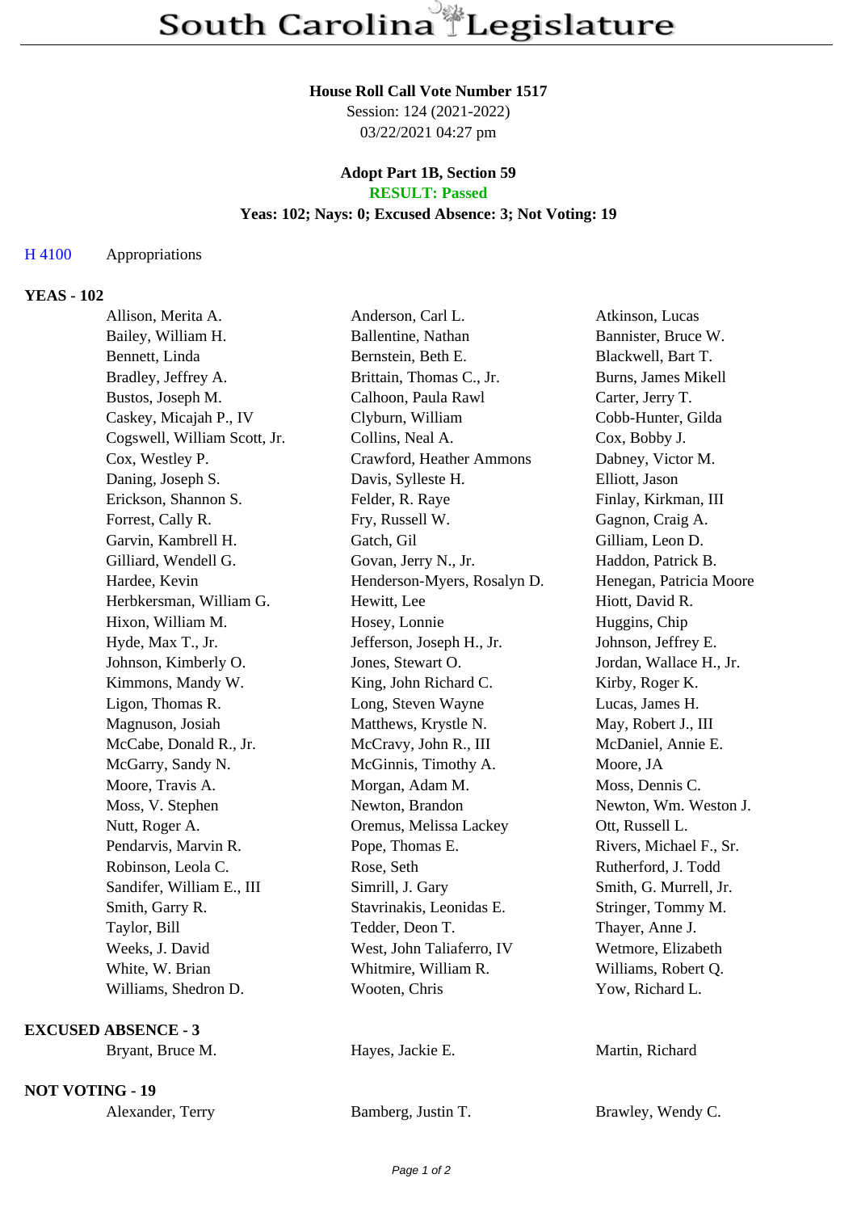# South Carolina Legislature

**House Roll Call Vote Number 1517**
Session: 124 (2021-2022)
03/22/2021 04:27 pm

**Adopt Part 1B, Section 59**
**RESULT: Passed**
**Yeas: 102; Nays: 0; Excused Absence: 3; Not Voting: 19**

H 4100 Appropriations

**YEAS - 102**

| | | |
|---|---|---|
| Allison, Merita A. | Anderson, Carl L. | Atkinson, Lucas |
| Bailey, William H. | Ballentine, Nathan | Bannister, Bruce W. |
| Bennett, Linda | Bernstein, Beth E. | Blackwell, Bart T. |
| Bradley, Jeffrey A. | Brittain, Thomas C., Jr. | Burns, James Mikell |
| Bustos, Joseph M. | Calhoon, Paula Rawl | Carter, Jerry T. |
| Caskey, Micajah P., IV | Clyburn, William | Cobb-Hunter, Gilda |
| Cogswell, William Scott, Jr. | Collins, Neal A. | Cox, Bobby J. |
| Cox, Westley P. | Crawford, Heather Ammons | Dabney, Victor M. |
| Daning, Joseph S. | Davis, Sylleste H. | Elliott, Jason |
| Erickson, Shannon S. | Felder, R. Raye | Finlay, Kirkman, III |
| Forrest, Cally R. | Fry, Russell W. | Gagnon, Craig A. |
| Garvin, Kambrell H. | Gatch, Gil | Gilliam, Leon D. |
| Gilliard, Wendell G. | Govan, Jerry N., Jr. | Haddon, Patrick B. |
| Hardee, Kevin | Henderson-Myers, Rosalyn D. | Henegan, Patricia Moore |
| Herbkersman, William G. | Hewitt, Lee | Hiott, David R. |
| Hixon, William M. | Hosey, Lonnie | Huggins, Chip |
| Hyde, Max T., Jr. | Jefferson, Joseph H., Jr. | Johnson, Jeffrey E. |
| Johnson, Kimberly O. | Jones, Stewart O. | Jordan, Wallace H., Jr. |
| Kimmons, Mandy W. | King, John Richard C. | Kirby, Roger K. |
| Ligon, Thomas R. | Long, Steven Wayne | Lucas, James H. |
| Magnuson, Josiah | Matthews, Krystle N. | May, Robert J., III |
| McCabe, Donald R., Jr. | McCravy, John R., III | McDaniel, Annie E. |
| McGarry, Sandy N. | McGinnis, Timothy A. | Moore, JA |
| Moore, Travis A. | Morgan, Adam M. | Moss, Dennis C. |
| Moss, V. Stephen | Newton, Brandon | Newton, Wm. Weston J. |
| Nutt, Roger A. | Oremus, Melissa Lackey | Ott, Russell L. |
| Pendarvis, Marvin R. | Pope, Thomas E. | Rivers, Michael F., Sr. |
| Robinson, Leola C. | Rose, Seth | Rutherford, J. Todd |
| Sandifer, William E., III | Simrill, J. Gary | Smith, G. Murrell, Jr. |
| Smith, Garry R. | Stavrinakis, Leonidas E. | Stringer, Tommy M. |
| Taylor, Bill | Tedder, Deon T. | Thayer, Anne J. |
| Weeks, J. David | West, John Taliaferro, IV | Wetmore, Elizabeth |
| White, W. Brian | Whitmire, William R. | Williams, Robert Q. |
| Williams, Shedron D. | Wooten, Chris | Yow, Richard L. |

**EXCUSED ABSENCE - 3**

| | | |
|---|---|---|
| Bryant, Bruce M. | Hayes, Jackie E. | Martin, Richard |

**NOT VOTING - 19**

| | | |
|---|---|---|
| Alexander, Terry | Bamberg, Justin T. | Brawley, Wendy C. |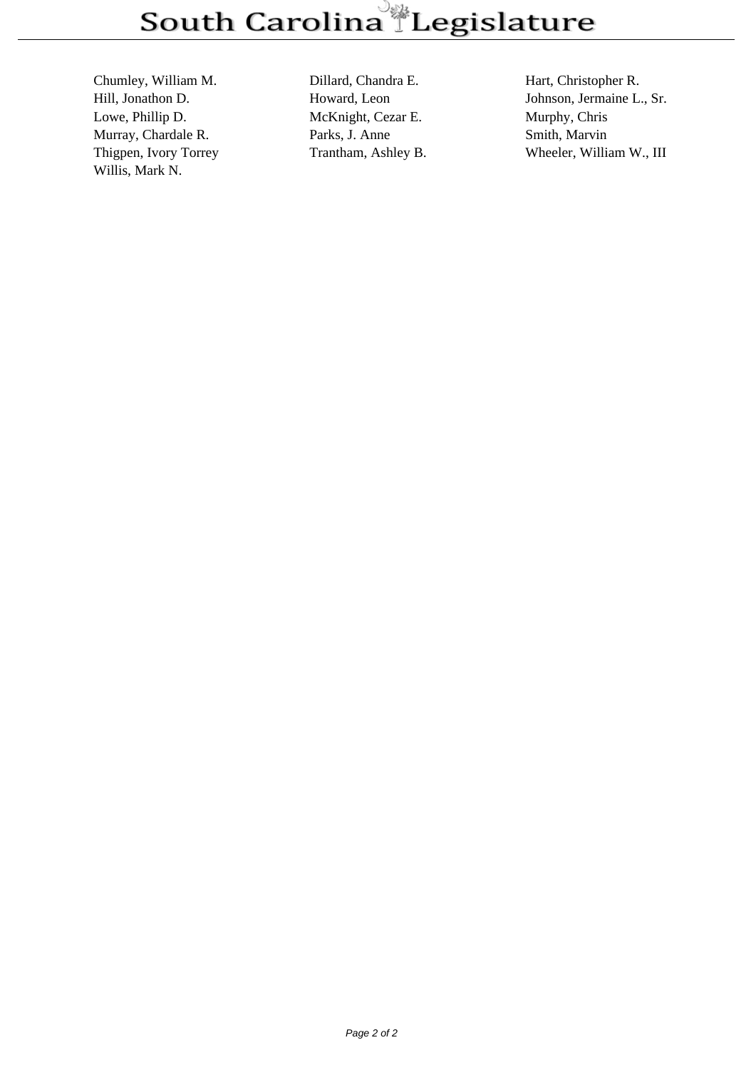Chumley, William M.
Dillard, Chandra E.
Hart, Christopher R.
Hill, Jonathon D.
Howard, Leon
Johnson, Jermaine L., Sr.
Lowe, Phillip D.
McKnight, Cezar E.
Murphy, Chris
Murray, Chardale R.
Parks, J. Anne
Smith, Marvin
Thigpen, Ivory Torrey
Trantham, Ashley B.
Wheeler, William W., III
Willis, Mark N.